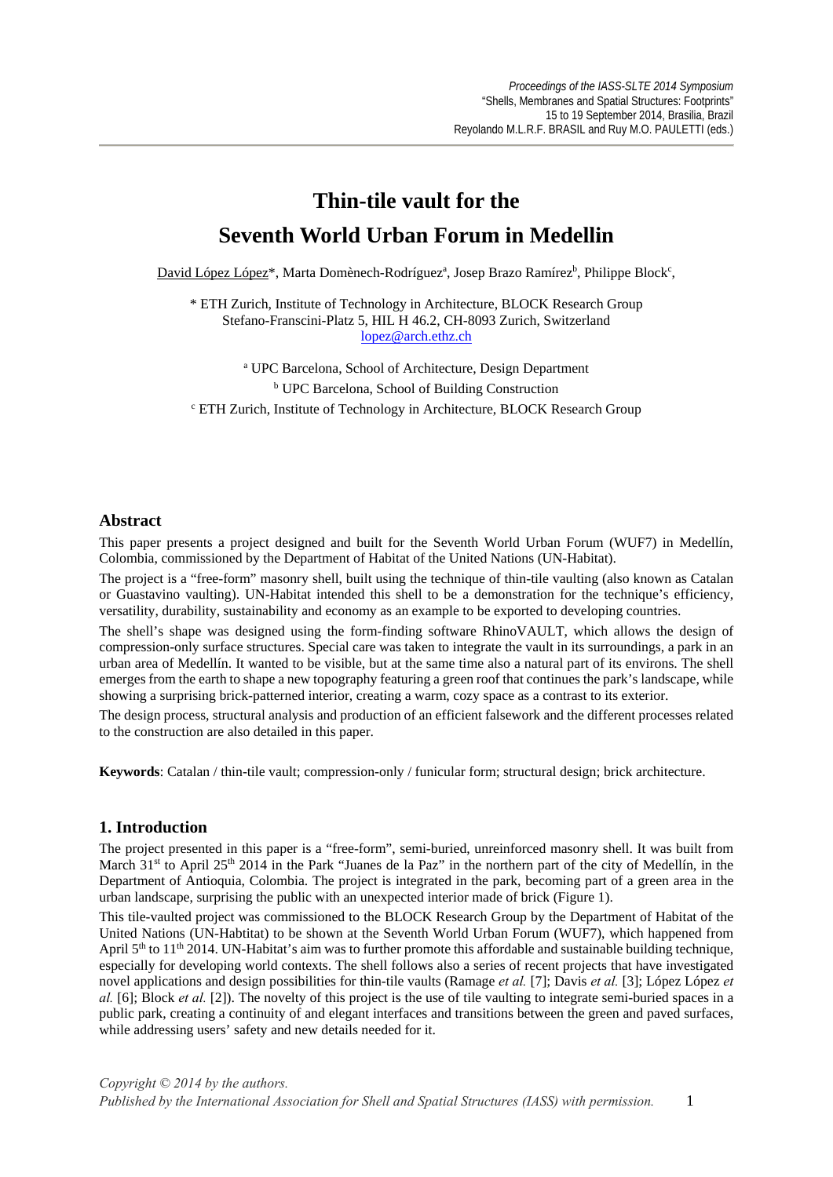# Thin-tile vault for the Seventh World Urban Forum in Medellin

David López López*, Marta Domènech-Rodríguez[a], Josep Brazo Ramírez[b], Philippe Block[c],

\* ETH Zurich, Institute of Technology in Architecture, BLOCK Research Group
Stefano-Franscini-Platz 5, HIL H 46.2, CH-8093 Zurich, Switzerland
lopez@arch.ethz.ch

[a] UPC Barcelona, School of Architecture, Design Department
[b] UPC Barcelona, School of Building Construction
[c] ETH Zurich, Institute of Technology in Architecture, BLOCK Research Group

## Abstract

This paper presents a project designed and built for the Seventh World Urban Forum (WUF7) in Medellín, Colombia, commissioned by the Department of Habitat of the United Nations (UN-Habitat).

The project is a "free-form" masonry shell, built using the technique of thin-tile vaulting (also known as Catalan or Guastavino vaulting). UN-Habitat intended this shell to be a demonstration for the technique's efficiency, versatility, durability, sustainability and economy as an example to be exported to developing countries.

The shell's shape was designed using the form-finding software RhinoVAULT, which allows the design of compression-only surface structures. Special care was taken to integrate the vault in its surroundings, a park in an urban area of Medellín. It wanted to be visible, but at the same time also a natural part of its environs. The shell emerges from the earth to shape a new topography featuring a green roof that continues the park's landscape, while showing a surprising brick-patterned interior, creating a warm, cozy space as a contrast to its exterior.

The design process, structural analysis and production of an efficient falsework and the different processes related to the construction are also detailed in this paper.

**Keywords**: Catalan / thin-tile vault; compression-only / funicular form; structural design; brick architecture.

## 1. Introduction

The project presented in this paper is a "free-form", semi-buried, unreinforced masonry shell. It was built from March 31st to April 25th 2014 in the Park "Juanes de la Paz" in the northern part of the city of Medellín, in the Department of Antioquia, Colombia. The project is integrated in the park, becoming part of a green area in the urban landscape, surprising the public with an unexpected interior made of brick (Figure 1).

This tile-vaulted project was commissioned to the BLOCK Research Group by the Department of Habitat of the United Nations (UN-Habtitat) to be shown at the Seventh World Urban Forum (WUF7), which happened from April 5th to 11th 2014. UN-Habitat's aim was to further promote this affordable and sustainable building technique, especially for developing world contexts. The shell follows also a series of recent projects that have investigated novel applications and design possibilities for thin-tile vaults (Ramage *et al.* [7]; Davis *et al.* [3]; López López *et al.* [6]; Block *et al.* [2]). The novelty of this project is the use of tile vaulting to integrate semi-buried spaces in a public park, creating a continuity of and elegant interfaces and transitions between the green and paved surfaces, while addressing users' safety and new details needed for it.

*Copyright © 2014 by the authors.*
*Published by the International Association for Shell and Spatial Structures (IASS) with permission.*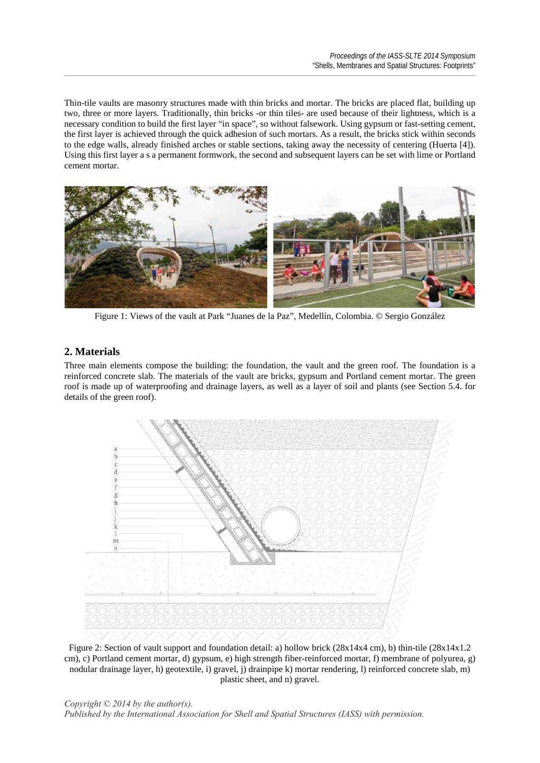Thin-tile vaults are masonry structures made with thin bricks and mortar. The bricks are placed flat, building up two, three or more layers. Traditionally, thin bricks -or thin tiles- are used because of their lightness, which is a necessary condition to build the first layer "in space", so without falsework. Using gypsum or fast-setting cement, the first layer is achieved through the quick adhesion of such mortars. As a result, the bricks stick within seconds to the edge walls, already finished arches or stable sections, taking away the necessity of centering (Huerta [4]). Using this first layer a s a permanent formwork, the second and subsequent layers can be set with lime or Portland cement mortar.

Figure 1: Views of the vault at Park "Juanes de la Paz", Medellín, Colombia. © Sergio González

## 2. Materials

Three main elements compose the building: the foundation, the vault and the green roof. The foundation is a reinforced concrete slab. The materials of the vault are bricks, gypsum and Portland cement mortar. The green roof is made up of waterproofing and drainage layers, as well as a layer of soil and plants (see Section 5.4. for details of the green roof).

Figure 2: Section of vault support and foundation detail: a) hollow brick (28x14x4 cm), b) thin-tile (28x14x1.2 cm), c) Portland cement mortar, d) gypsum, e) high strength fiber-reinforced mortar, f) membrane of polyurea, g) nodular drainage layer, h) geotextile, i) gravel, j) drainpipe k) mortar rendering, l) reinforced concrete slab, m) plastic sheet, and n) gravel.

*Copyright © 2014 by the author(s).*
*Published by the International Association for Shell and Spatial Structures (IASS) with permission.*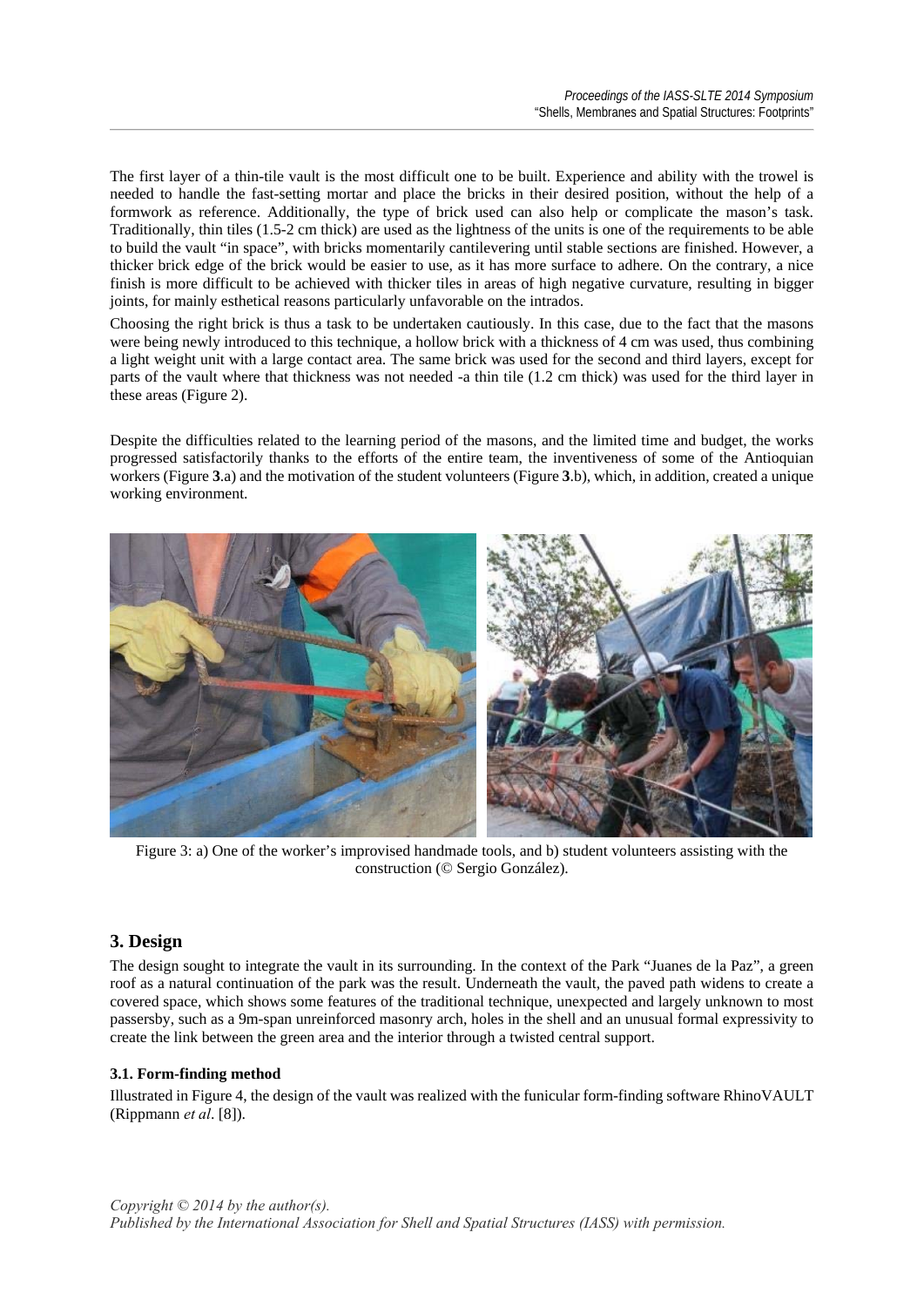The first layer of a thin-tile vault is the most difficult one to be built. Experience and ability with the trowel is needed to handle the fast-setting mortar and place the bricks in their desired position, without the help of a formwork as reference. Additionally, the type of brick used can also help or complicate the mason's task. Traditionally, thin tiles (1.5-2 cm thick) are used as the lightness of the units is one of the requirements to be able to build the vault "in space", with bricks momentarily cantilevering until stable sections are finished. However, a thicker brick edge of the brick would be easier to use, as it has more surface to adhere. On the contrary, a nice finish is more difficult to be achieved with thicker tiles in areas of high negative curvature, resulting in bigger joints, for mainly esthetical reasons particularly unfavorable on the intrados.

Choosing the right brick is thus a task to be undertaken cautiously. In this case, due to the fact that the masons were being newly introduced to this technique, a hollow brick with a thickness of 4 cm was used, thus combining a light weight unit with a large contact area. The same brick was used for the second and third layers, except for parts of the vault where that thickness was not needed -a thin tile (1.2 cm thick) was used for the third layer in these areas (Figure 2).

Despite the difficulties related to the learning period of the masons, and the limited time and budget, the works progressed satisfactorily thanks to the efforts of the entire team, the inventiveness of some of the Antioquian workers (Figure **3**.a) and the motivation of the student volunteers (Figure **3**.b), which, in addition, created a unique working environment.

Figure 3: a) One of the worker's improvised handmade tools, and b) student volunteers assisting with the construction (© Sergio González).

## 3. Design

The design sought to integrate the vault in its surrounding. In the context of the Park "Juanes de la Paz", a green roof as a natural continuation of the park was the result. Underneath the vault, the paved path widens to create a covered space, which shows some features of the traditional technique, unexpected and largely unknown to most passersby, such as a 9m-span unreinforced masonry arch, holes in the shell and an unusual formal expressivity to create the link between the green area and the interior through a twisted central support.

### 3.1. Form-finding method

Illustrated in Figure 4, the design of the vault was realized with the funicular form-finding software RhinoVAULT (Rippmann *et al*. [8]).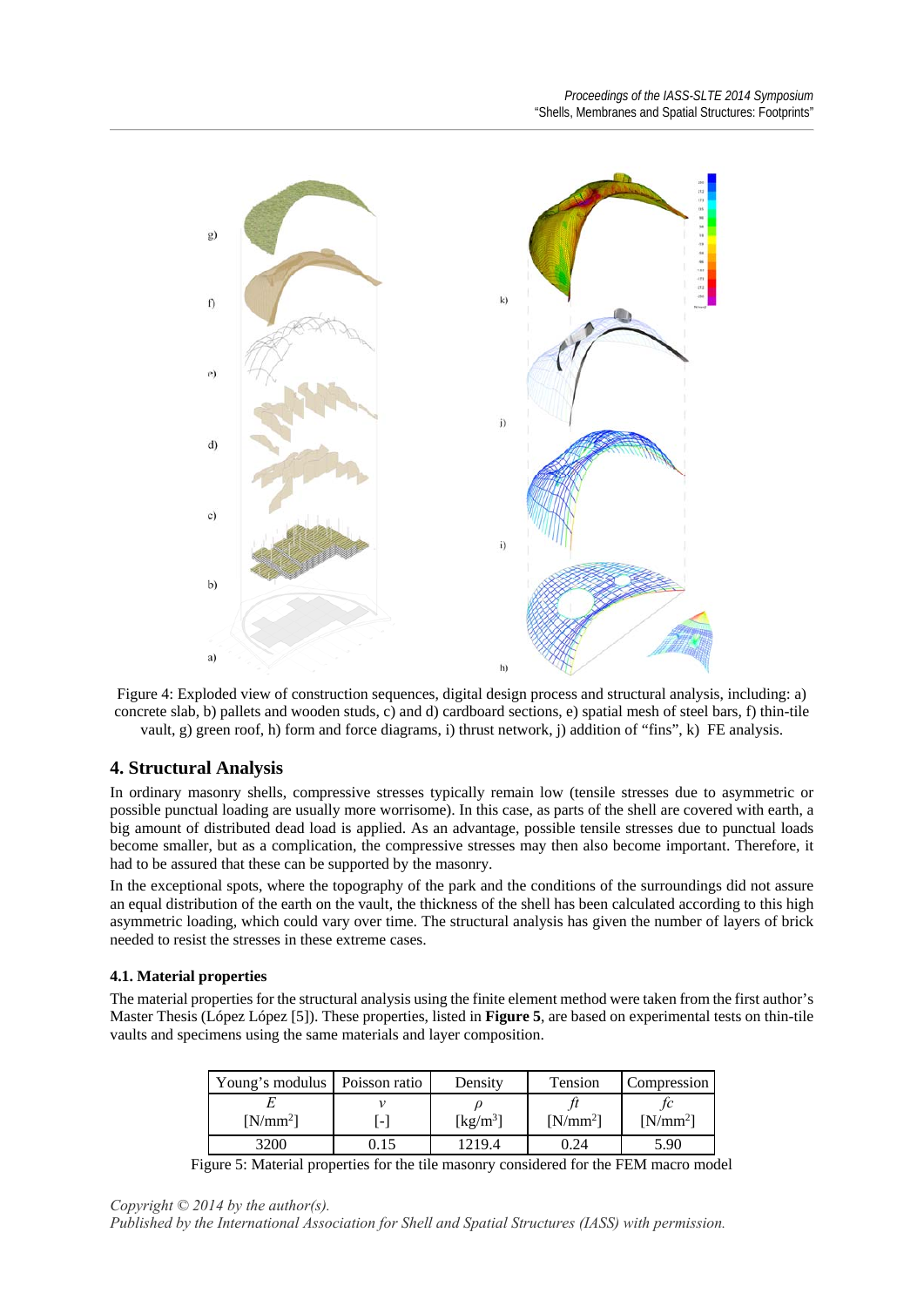Figure 4: Exploded view of construction sequences, digital design process and structural analysis, including: a) concrete slab, b) pallets and wooden studs, c) and d) cardboard sections, e) spatial mesh of steel bars, f) thin-tile vault, g) green roof, h) form and force diagrams, i) thrust network, j) addition of "fins", k) FE analysis.

## 4. Structural Analysis

In ordinary masonry shells, compressive stresses typically remain low (tensile stresses due to asymmetric or possible punctual loading are usually more worrisome). In this case, as parts of the shell are covered with earth, a big amount of distributed dead load is applied. As an advantage, possible tensile stresses due to punctual loads become smaller, but as a complication, the compressive stresses may then also become important. Therefore, it had to be assured that these can be supported by the masonry.

In the exceptional spots, where the topography of the park and the conditions of the surroundings did not assure an equal distribution of the earth on the vault, the thickness of the shell has been calculated according to this high asymmetric loading, which could vary over time. The structural analysis has given the number of layers of brick needed to resist the stresses in these extreme cases.

### 4.1. Material properties

The material properties for the structural analysis using the finite element method were taken from the first author's Master Thesis (López López [5]). These properties, listed in **Figure 5**, are based on experimental tests on thin-tile vaults and specimens using the same materials and layer composition.

| Young's modulus | Poisson ratio | Density | Tension | Compression |
|---|---|---|---|---|
| $E$ [N/mm$^2$] | $\nu$ [-] | $\rho$ [kg/m$^3$] | $ft$ [N/mm$^2$] | $fc$ [N/mm$^2$] |
| 3200 | 0.15 | 1219.4 | 0.24 | 5.90 |

Figure 5: Material properties for the tile masonry considered for the FEM macro model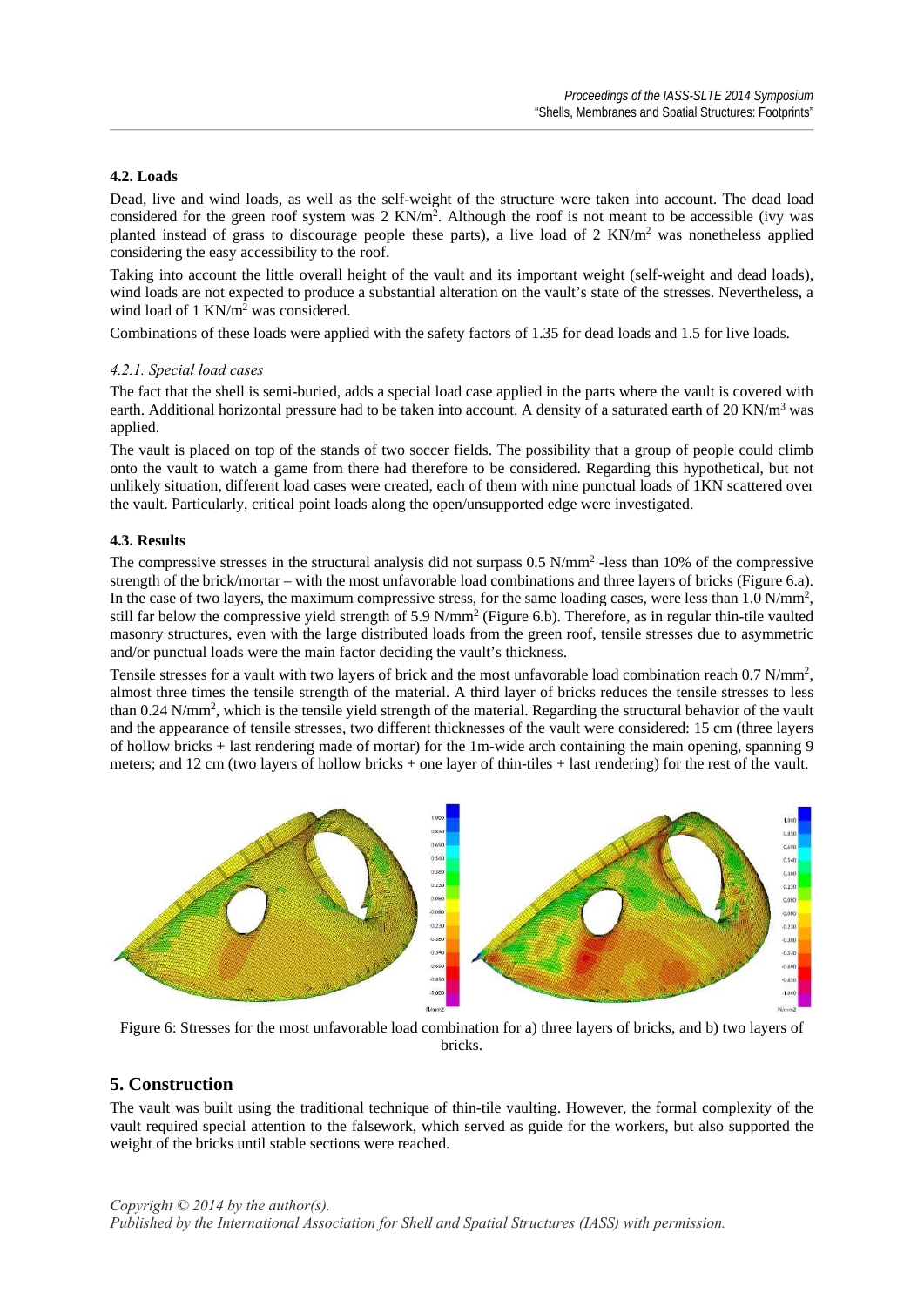### 4.2. Loads

Dead, live and wind loads, as well as the self-weight of the structure were taken into account. The dead load considered for the green roof system was 2 $KN/m^2$. Although the roof is not meant to be accessible (ivy was planted instead of grass to discourage people these parts), a live load of 2 $KN/m^2$ was nonetheless applied considering the easy accessibility to the roof.

Taking into account the little overall height of the vault and its important weight (self-weight and dead loads), wind loads are not expected to produce a substantial alteration on the vault's state of the stresses. Nevertheless, a wind load of 1 $KN/m^2$ was considered.

Combinations of these loads were applied with the safety factors of 1.35 for dead loads and 1.5 for live loads.

#### *4.2.1. Special load cases*

The fact that the shell is semi-buried, adds a special load case applied in the parts where the vault is covered with earth. Additional horizontal pressure had to be taken into account. A density of a saturated earth of 20 $KN/m^3$ was applied.

The vault is placed on top of the stands of two soccer fields. The possibility that a group of people could climb onto the vault to watch a game from there had therefore to be considered. Regarding this hypothetical, but not unlikely situation, different load cases were created, each of them with nine punctual loads of 1KN scattered over the vault. Particularly, critical point loads along the open/unsupported edge were investigated.

### 4.3. Results

The compressive stresses in the structural analysis did not surpass 0.5 $N/mm^2$ -less than 10% of the compressive strength of the brick/mortar – with the most unfavorable load combinations and three layers of bricks (Figure 6.a). In the case of two layers, the maximum compressive stress, for the same loading cases, were less than 1.0 $N/mm^2$, still far below the compressive yield strength of 5.9 $N/mm^2$ (Figure 6.b). Therefore, as in regular thin-tile vaulted masonry structures, even with the large distributed loads from the green roof, tensile stresses due to asymmetric and/or punctual loads were the main factor deciding the vault's thickness.

Tensile stresses for a vault with two layers of brick and the most unfavorable load combination reach 0.7 $N/mm^2$, almost three times the tensile strength of the material. A third layer of bricks reduces the tensile stresses to less than 0.24 $N/mm^2$, which is the tensile yield strength of the material. Regarding the structural behavior of the vault and the appearance of tensile stresses, two different thicknesses of the vault were considered: 15 cm (three layers of hollow bricks + last rendering made of mortar) for the 1m-wide arch containing the main opening, spanning 9 meters; and 12 cm (two layers of hollow bricks + one layer of thin-tiles + last rendering) for the rest of the vault.

Figure 6: Stresses for the most unfavorable load combination for a) three layers of bricks, and b) two layers of bricks.

## 5. Construction

The vault was built using the traditional technique of thin-tile vaulting. However, the formal complexity of the vault required special attention to the falsework, which served as guide for the workers, but also supported the weight of the bricks until stable sections were reached.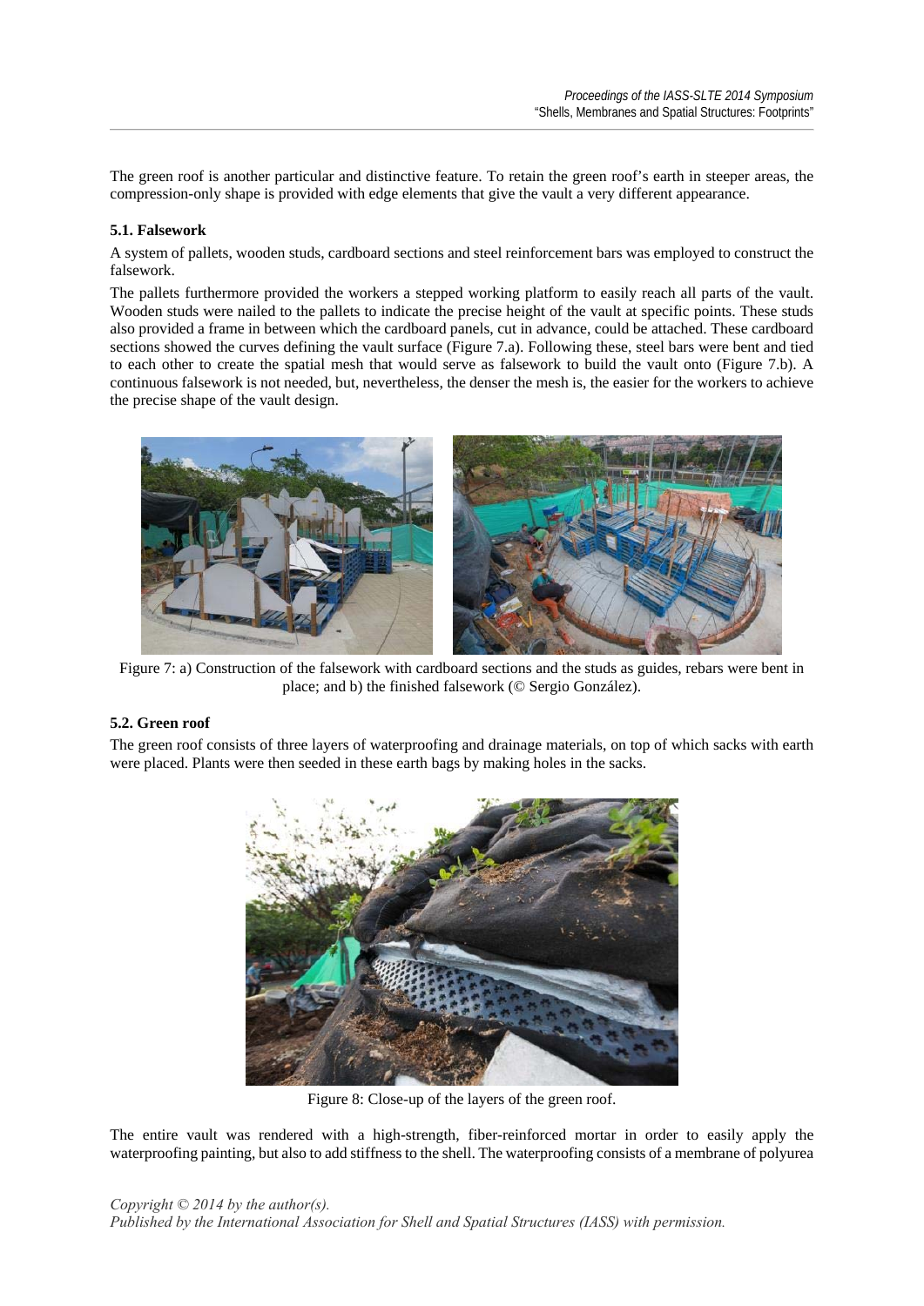The green roof is another particular and distinctive feature. To retain the green roof's earth in steeper areas, the compression-only shape is provided with edge elements that give the vault a very different appearance.

### 5.1. Falsework

A system of pallets, wooden studs, cardboard sections and steel reinforcement bars was employed to construct the falsework.

The pallets furthermore provided the workers a stepped working platform to easily reach all parts of the vault. Wooden studs were nailed to the pallets to indicate the precise height of the vault at specific points. These studs also provided a frame in between which the cardboard panels, cut in advance, could be attached. These cardboard sections showed the curves defining the vault surface (Figure 7.a). Following these, steel bars were bent and tied to each other to create the spatial mesh that would serve as falsework to build the vault onto (Figure 7.b). A continuous falsework is not needed, but, nevertheless, the denser the mesh is, the easier for the workers to achieve the precise shape of the vault design.

Figure 7: a) Construction of the falsework with cardboard sections and the studs as guides, rebars were bent in place; and b) the finished falsework (© Sergio González).

### 5.2. Green roof

The green roof consists of three layers of waterproofing and drainage materials, on top of which sacks with earth were placed. Plants were then seeded in these earth bags by making holes in the sacks.

Figure 8: Close-up of the layers of the green roof.

The entire vault was rendered with a high-strength, fiber-reinforced mortar in order to easily apply the waterproofing painting, but also to add stiffness to the shell. The waterproofing consists of a membrane of polyurea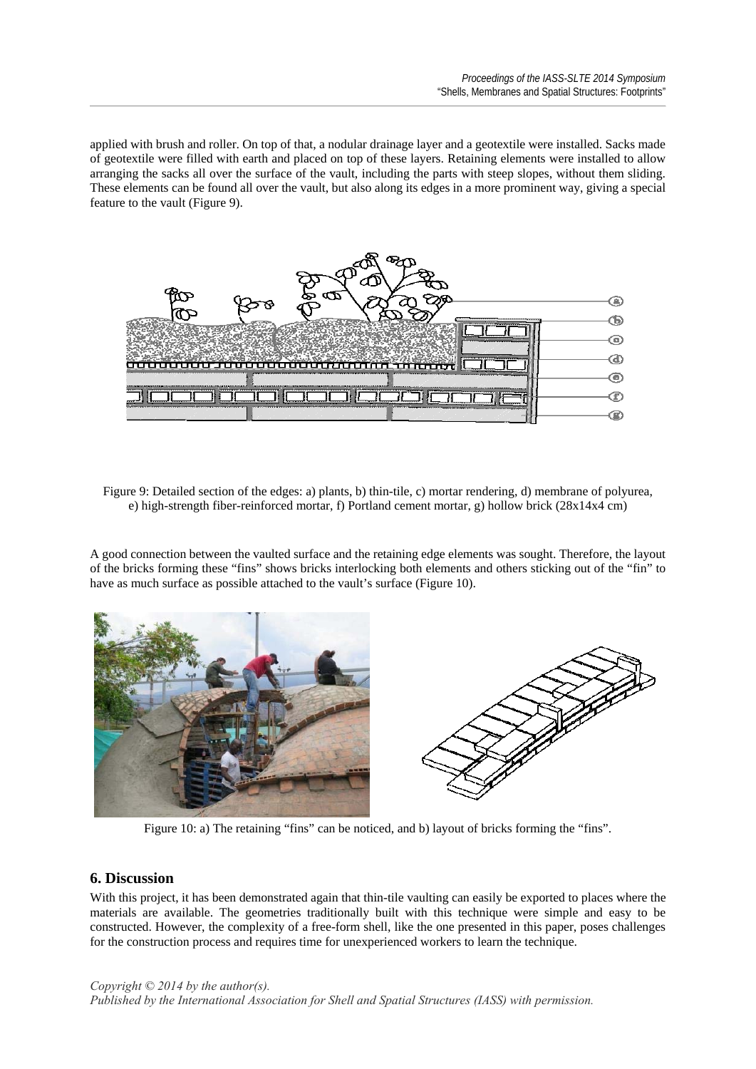applied with brush and roller. On top of that, a nodular drainage layer and a geotextile were installed. Sacks made of geotextile were filled with earth and placed on top of these layers. Retaining elements were installed to allow arranging the sacks all over the surface of the vault, including the parts with steep slopes, without them sliding. These elements can be found all over the vault, but also along its edges in a more prominent way, giving a special feature to the vault (Figure 9).

Figure 9: Detailed section of the edges: a) plants, b) thin-tile, c) mortar rendering, d) membrane of polyurea, e) high-strength fiber-reinforced mortar, f) Portland cement mortar, g) hollow brick (28x14x4 cm)

A good connection between the vaulted surface and the retaining edge elements was sought. Therefore, the layout of the bricks forming these "fins" shows bricks interlocking both elements and others sticking out of the "fin" to have as much surface as possible attached to the vault's surface (Figure 10).

Figure 10: a) The retaining "fins" can be noticed, and b) layout of bricks forming the "fins".

## 6. Discussion

With this project, it has been demonstrated again that thin-tile vaulting can easily be exported to places where the materials are available. The geometries traditionally built with this technique were simple and easy to be constructed. However, the complexity of a free-form shell, like the one presented in this paper, poses challenges for the construction process and requires time for unexperienced workers to learn the technique.

*Copyright © 2014 by the author(s).*
*Published by the International Association for Shell and Spatial Structures (IASS) with permission.*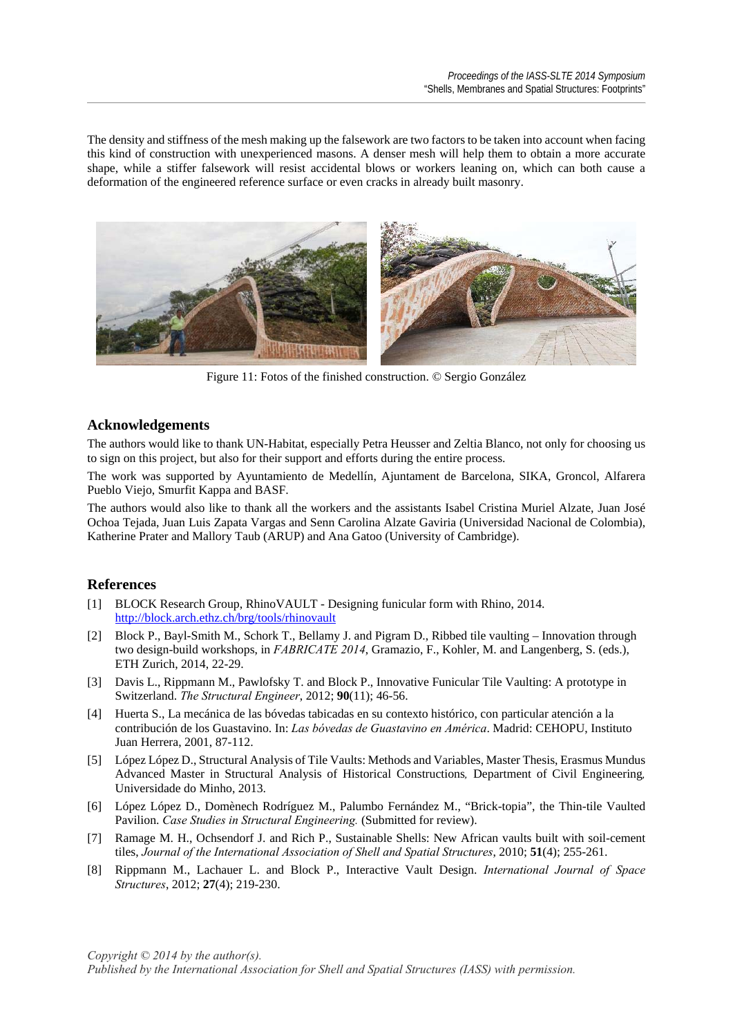The density and stiffness of the mesh making up the falsework are two factors to be taken into account when facing this kind of construction with unexperienced masons. A denser mesh will help them to obtain a more accurate shape, while a stiffer falsework will resist accidental blows or workers leaning on, which can both cause a deformation of the engineered reference surface or even cracks in already built masonry.

Figure 11: Fotos of the finished construction. © Sergio González

## Acknowledgements

The authors would like to thank UN-Habitat, especially Petra Heusser and Zeltia Blanco, not only for choosing us to sign on this project, but also for their support and efforts during the entire process.

The work was supported by Ayuntamiento de Medellín, Ajuntament de Barcelona, SIKA, Groncol, Alfarera Pueblo Viejo, Smurfit Kappa and BASF.

The authors would also like to thank all the workers and the assistants Isabel Cristina Muriel Alzate, Juan José Ochoa Tejada, Juan Luis Zapata Vargas and Senn Carolina Alzate Gaviria (Universidad Nacional de Colombia), Katherine Prater and Mallory Taub (ARUP) and Ana Gatoo (University of Cambridge).

## References

[1] BLOCK Research Group, RhinoVAULT - Designing funicular form with Rhino, 2014. http://block.arch.ethz.ch/brg/tools/rhinovault

[2] Block P., Bayl-Smith M., Schork T., Bellamy J. and Pigram D., Ribbed tile vaulting – Innovation through two design-build workshops, in *FABRICATE 2014*, Gramazio, F., Kohler, M. and Langenberg, S. (eds.), ETH Zurich, 2014, 22-29.

[3] Davis L., Rippmann M., Pawlofsky T. and Block P., Innovative Funicular Tile Vaulting: A prototype in Switzerland. *The Structural Engineer*, 2012; **90**(11); 46-56.

[4] Huerta S., La mecánica de las bóvedas tabicadas en su contexto histórico, con particular atención a la contribución de los Guastavino. In: *Las bóvedas de Guastavino en América*. Madrid: CEHOPU, Instituto Juan Herrera, 2001, 87-112.

[5] López López D., Structural Analysis of Tile Vaults: Methods and Variables, Master Thesis, Erasmus Mundus Advanced Master in Structural Analysis of Historical Constructions, Department of Civil Engineering, Universidade do Minho, 2013.

[6] López López D., Domènech Rodríguez M., Palumbo Fernández M., "Brick-topia", the Thin-tile Vaulted Pavilion. *Case Studies in Structural Engineering.* (Submitted for review).

[7] Ramage M. H., Ochsendorf J. and Rich P., Sustainable Shells: New African vaults built with soil-cement tiles, *Journal of the International Association of Shell and Spatial Structures*, 2010; **51**(4); 255-261.

[8] Rippmann M., Lachauer L. and Block P., Interactive Vault Design. *International Journal of Space Structures*, 2012; **27**(4); 219-230.

*Copyright © 2014 by the author(s).*
*Published by the International Association for Shell and Spatial Structures (IASS) with permission.*